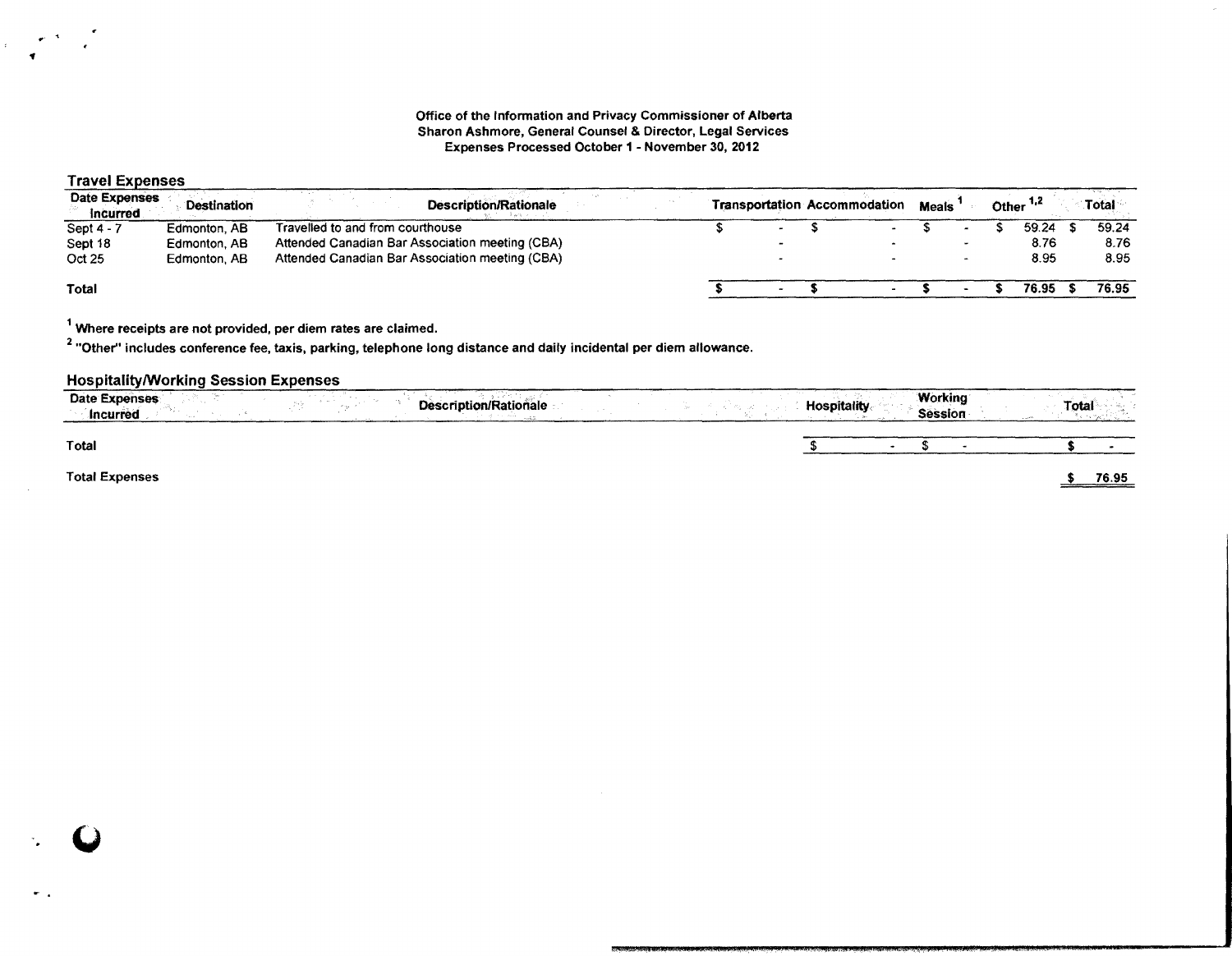Office of the Information and Privacy Commissioner of Alberta
Sharon Ashmore, General Counsel & Director, Legal Services
Expenses Processed October 1 - November 30, 2012

## Travel Expenses

| Date Expenses Incurred | Destination | Description/Rationale | Transportation | Accommodation | Meals [1] | Other [1,2] | Total |
|---|---|---|---|---|---|---|---|
| Sept 4 - 7 | Edmonton, AB | Travelled to and from courthouse | $ - | $ - | $ - | $ 59.24 | $ 59.24 |
| Sept 18 | Edmonton, AB | Attended Canadian Bar Association meeting (CBA) | - | - | - | 8.76 | 8.76 |
| Oct 25 | Edmonton, AB | Attended Canadian Bar Association meeting (CBA) | - | - | - | 8.95 | 8.95 |
| **Total** | | | $ - | $ - | $ - | $ 76.95 | $ 76.95 |

[1] Where receipts are not provided, per diem rates are claimed.

[2] "Other" includes conference fee, taxis, parking, telephone long distance and daily incidental per diem allowance.

## Hospitality/Working Session Expenses

| Date Expenses Incurred | Description/Rationale | Hospitality | Working Session | Total |
|---|---|---|---|---|
| **Total** | | $ - | $ - | $ - |

**Total Expenses** $ 76.95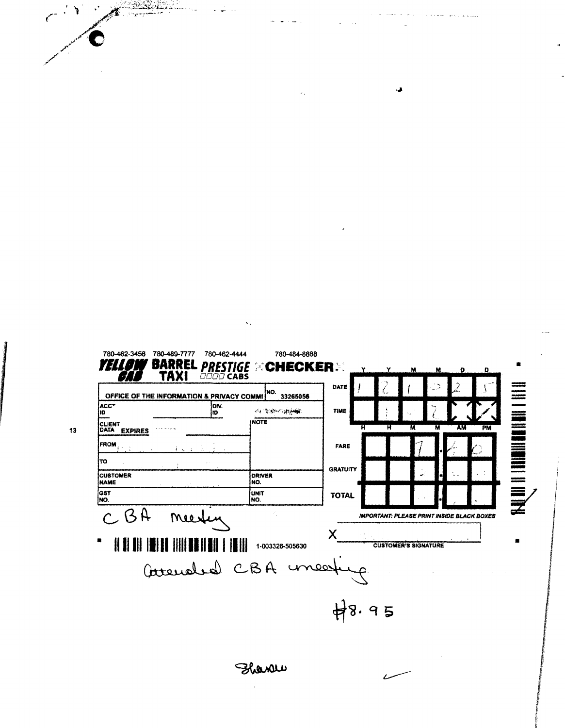780-462-3456 780-489-7777 780-462-4444 780-484-8888

**YELLOW CAB** **BARREL TAXI** **PRESTIGE CABS** **CHECKER**

| | | | |
|---|---|---|---|
| OFFICE OF THE INFORMATION & PRIVACY COMMI | NO. 33265056 | | |
| ACCT ID | | DIV. ID | |
| CLIENT DATA EXPIRES | | NOTE | |
| FROM | | | |
| TO | | | |
| CUSTOMER NAME | | DRIVER NO. | |
| GST NO. | | UNIT NO. | |

| | Y | Y | M | M | D | D |
|---|---|---|---|---|---|---|
| DATE | 1 | 2 | 1 | 0 | 2 | 5 |

| | H | H | M | M | AM | PM |
|---|---|---|---|---|---|---|
| TIME | | 1 | | 2 | | ✓ |

| | | | | |
|---|---|---|---|---|
| FARE | | | 7 | .40 |
| GRATUITY | | | | |
| TOTAL | | | | |

*IMPORTANT: PLEASE PRINT INSIDE BLACK BOXES*

CBA meeting

X ____________________
CUSTOMER'S SIGNATURE

1-003326-505630

Attended CBA meeting

$8.95

Sharon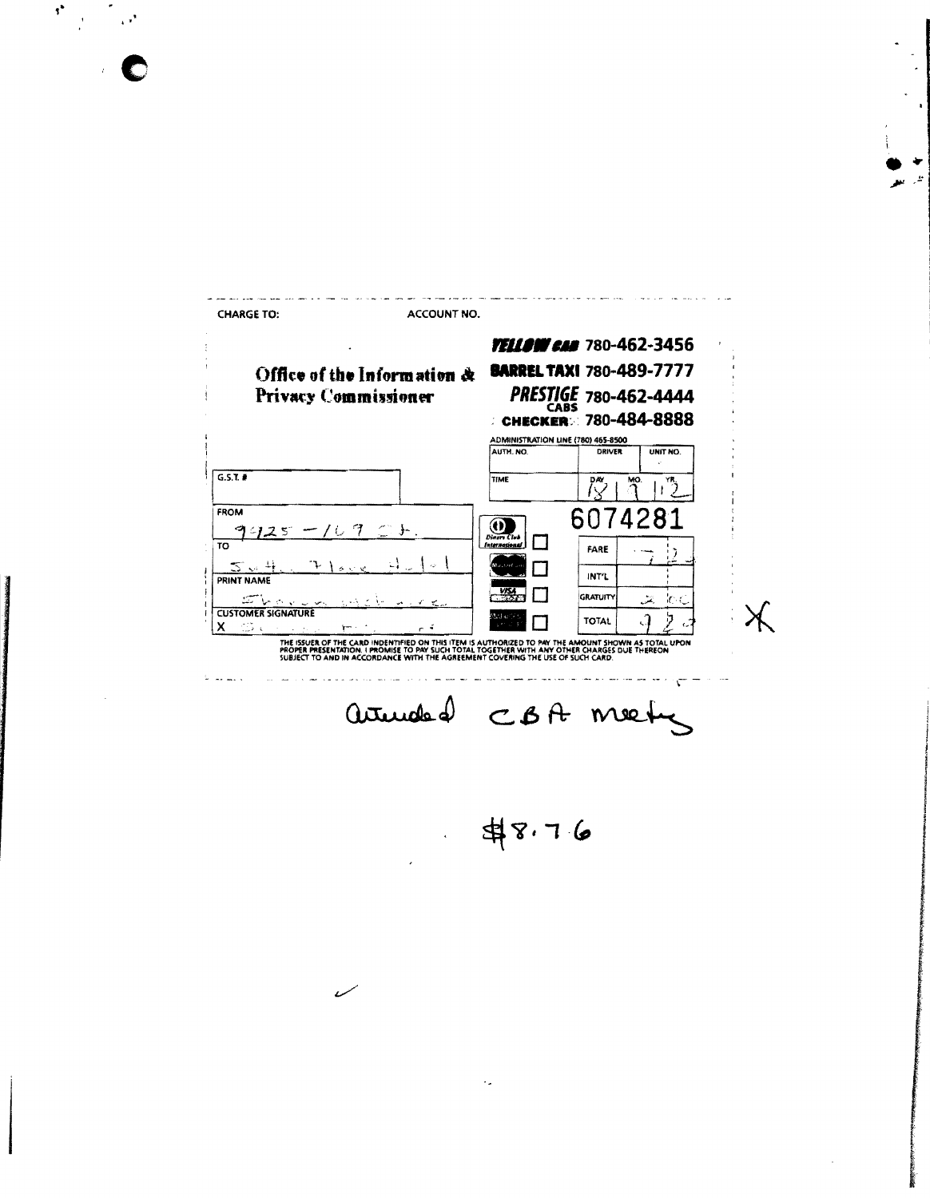CHARGE TO: ACCOUNT NO.

Office of the Information & Privacy Commissioner

**YELLOW CAB** 780-462-3456
**BARREL TAXI** 780-489-7777
**PRESTIGE CABS** 780-462-4444
**CHECKER** 780-484-8888

ADMINISTRATION LINE (780) 465-8500

| AUTH. NO. | DRIVER | UNIT NO. |
|---|---|---|
| | | |

G.S.T. #

| TIME | DAY | MO. | YR. |
|---|---|---|---|
| | 18 | 7 | 12 |

6074281

FROM
9925 – 107 St.

TO
South Place Hotel

PRINT NAME

CUSTOMER SIGNATURE
X

| | |
|---|---|
| FARE | 7.2_ |
| INT'L | |
| GRATUITY | 2.00 |
| TOTAL | 9.2_ |

THE ISSUER OF THE CARD INDENTIFIED ON THIS ITEM IS AUTHORIZED TO PAY THE AMOUNT SHOWN AS TOTAL UPON PROPER PRESENTATION. I PROMISE TO PAY SUCH TOTAL TOGETHER WITH ANY OTHER CHARGES DUE THEREON SUBJECT TO AND IN ACCORDANCE WITH THE AGREEMENT COVERING THE USE OF SUCH CARD.

X

attended CBA meeting

$8.76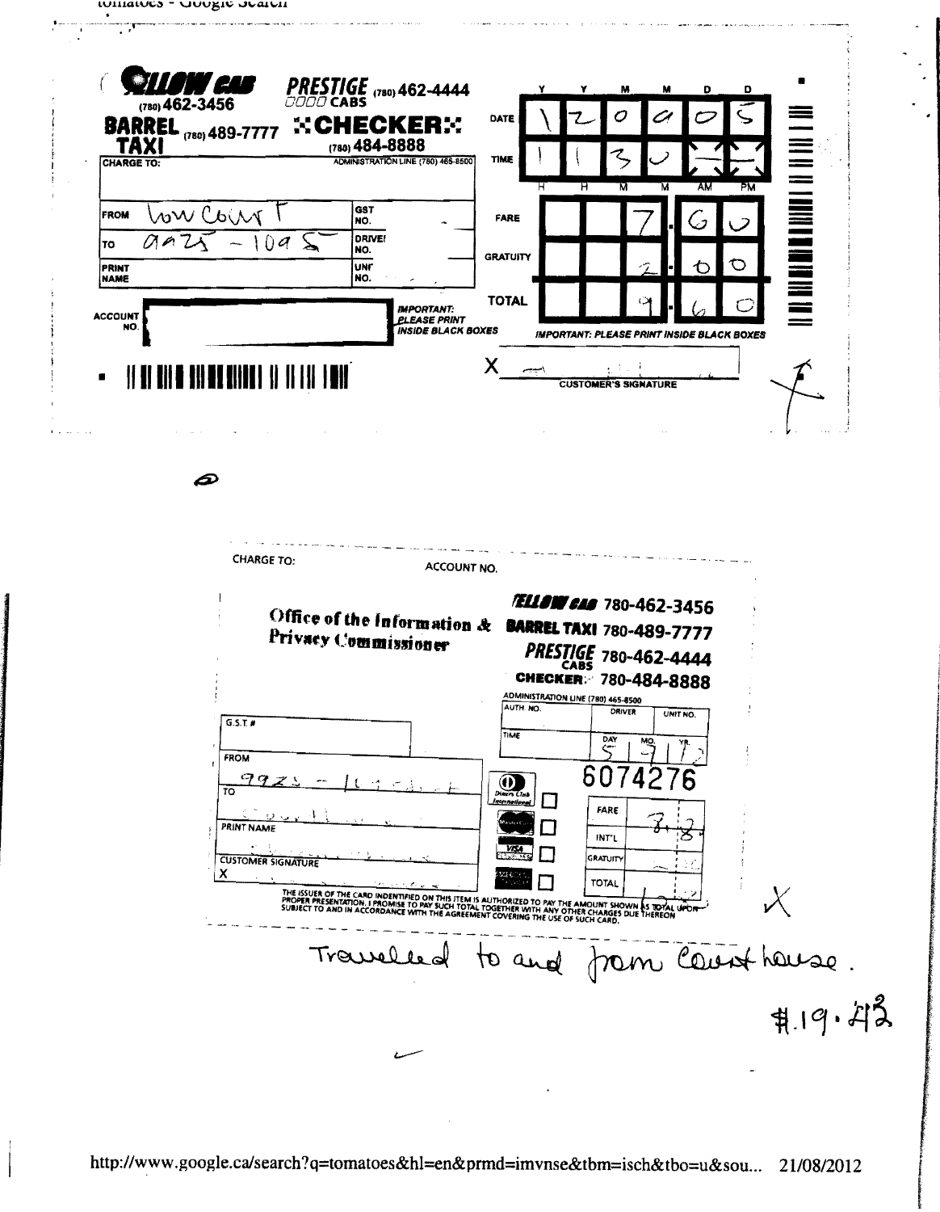YELLOW CAB (780) 462-3456

BARREL TAXI (780) 489-7777

PRESTIGE CABS (780) 462-4444

CHECKER (780) 484-8888

ADMINISTRATION LINE (780) 465-8500

| | Y | Y | M | M | D | D | |
|---|---|---|---|---|---|---|---|
| DATE | 1 | 2 | 0 | 9 | 0 | 5 | |
| TIME | 1 | 1 | 3 | 0 | | | |
| | H | H | M | M | AM | PM | |

CHARGE TO:

FROM: Law Court

TO: 9925 – 109 S

GST NO.

DRIVER NO.

PRINT NAME

UNIT NO.

ACCOUNT NO.

IMPORTANT: PLEASE PRINT INSIDE BLACK BOXES

| | |
|---|---|
| FARE | 7.60 |
| GRATUITY | 2.00 |
| TOTAL | 9.60 |

IMPORTANT: PLEASE PRINT INSIDE BLACK BOXES

X ______ CUSTOMER'S SIGNATURE

---

CHARGE TO: ACCOUNT NO.

Office of the Information & Privacy Commissioner

YELLOW CAB 780-462-3456

BARREL TAXI 780-489-7777

PRESTIGE CABS 780-462-4444

CHECKER 780-484-8888

ADMINISTRATION LINE (780) 465-8500

AUTH NO. DRIVER UNIT NO.

TIME DAY 5 MO. 7 YR. 12

6074276

G.S.T. #

FROM 9925 – 109 St

TO Court

PRINT NAME

CUSTOMER SIGNATURE

X

| | |
|---|---|
| FARE | 7.83 |
| INT'L | |
| GRATUITY | |
| TOTAL | |

THE ISSUER OF THE CARD INDENTIFIED ON THIS ITEM IS AUTHORIZED TO PAY THE AMOUNT SHOWN AS TOTAL UPON PROPER PRESENTATION. I PROMISE TO PAY SUCH TOTAL TOGETHER WITH ANY OTHER CHARGES DUE THEREON SUBJECT TO AND IN ACCORDANCE WITH THE AGREEMENT COVERING THE USE OF SUCH CARD.

Travelled to and from Courthouse.

$19.43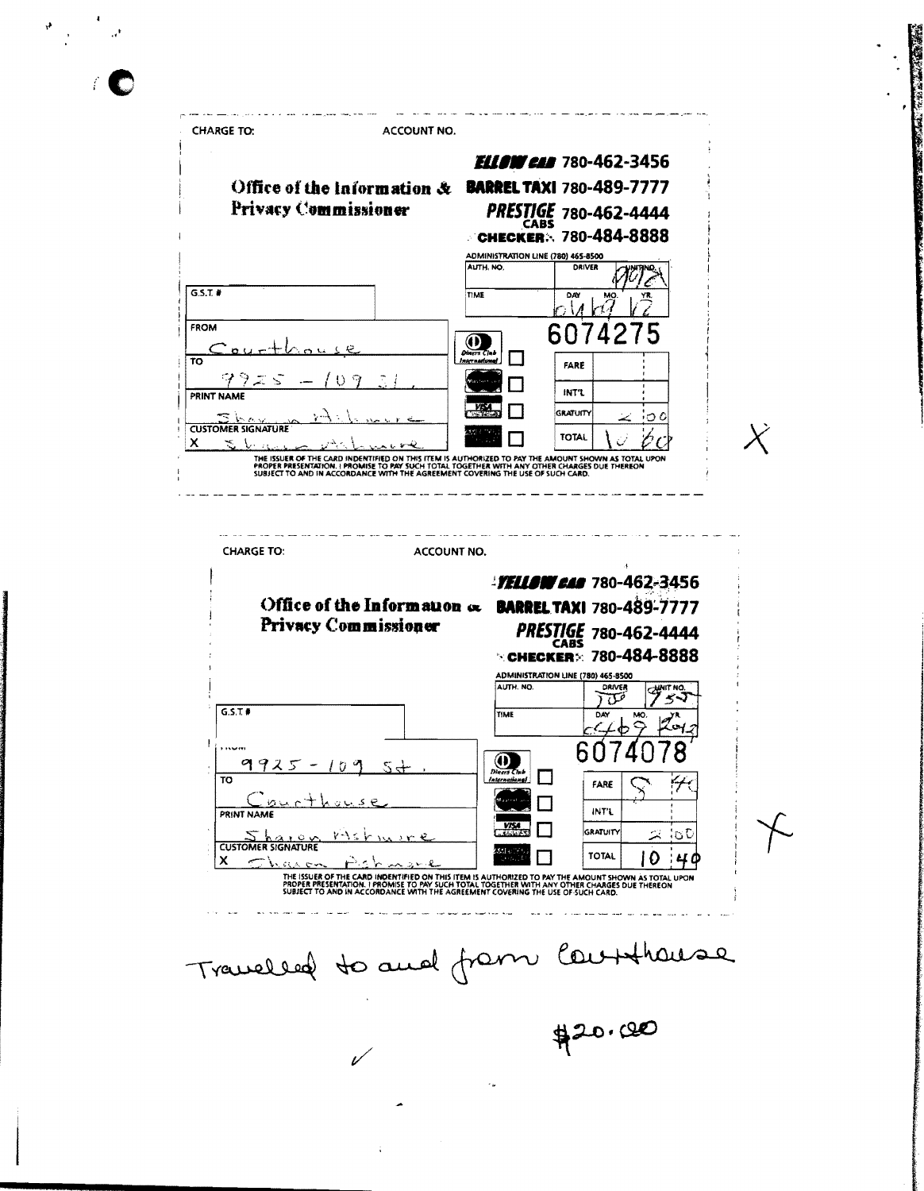CHARGE TO: ACCOUNT NO.

**Office of the Information & Privacy Commissioner**

**YELLOW CAB** 780-462-3456
**BARREL TAXI** 780-489-7777
**PRESTIGE CABS** 780-462-4444
**CHECKER** 780-484-8888

ADMINISTRATION LINE (780) 465-8500

| AUTH. NO. | DRIVER | UNIT NO. |
|---|---|---|
| | | 9012 |

G.S.T. #

| TIME | DAY | MO. | YR. |
|---|---|---|---|
| | 04 | 09 | 12 |

**6074275**

FROM: Courthouse

TO: 9925 - 109 St.

PRINT NAME: Sharon Ashmore

CUSTOMER SIGNATURE: X Sharon Ashmore

| | |
|---|---|
| FARE | |
| INT'L | |
| GRATUITY | 2.00 |
| TOTAL | 10.60 |

THE ISSUER OF THE CARD INDENTIFIED ON THIS ITEM IS AUTHORIZED TO PAY THE AMOUNT SHOWN AS TOTAL UPON PROPER PRESENTATION. I PROMISE TO PAY SUCH TOTAL TOGETHER WITH ANY OTHER CHARGES DUE THEREON SUBJECT TO AND IN ACCORDANCE WITH THE AGREEMENT COVERING THE USE OF SUCH CARD.

X

---

CHARGE TO: ACCOUNT NO.

**Office of the Information & Privacy Commissioner**

**YELLOW CAB** 780-462-3456
**BARREL TAXI** 780-489-7777
**PRESTIGE CABS** 780-462-4444
**CHECKER** 780-484-8888

ADMINISTRATION LINE (780) 465-8500

| AUTH. NO. | DRIVER | UNIT NO. |
|---|---|---|
| | 700 | 955 |

G.S.T. #

| TIME | DAY | MO. | YR. |
|---|---|---|---|
| | 04 | 09 | 2012 |

**6074078**

FROM: 9925 - 109 St.

TO: Courthouse

PRINT NAME: Sharon Ashmore

CUSTOMER SIGNATURE: X Sharon Ashmore

| | |
|---|---|
| FARE | 8.40 |
| INT'L | |
| GRATUITY | 2.00 |
| TOTAL | 10.40 |

THE ISSUER OF THE CARD INDENTIFIED ON THIS ITEM IS AUTHORIZED TO PAY THE AMOUNT SHOWN AS TOTAL UPON PROPER PRESENTATION. I PROMISE TO PAY SUCH TOTAL TOGETHER WITH ANY OTHER CHARGES DUE THEREON SUBJECT TO AND IN ACCORDANCE WITH THE AGREEMENT COVERING THE USE OF SUCH CARD.

X

Travelled to and from Courthouse

$20.00

✓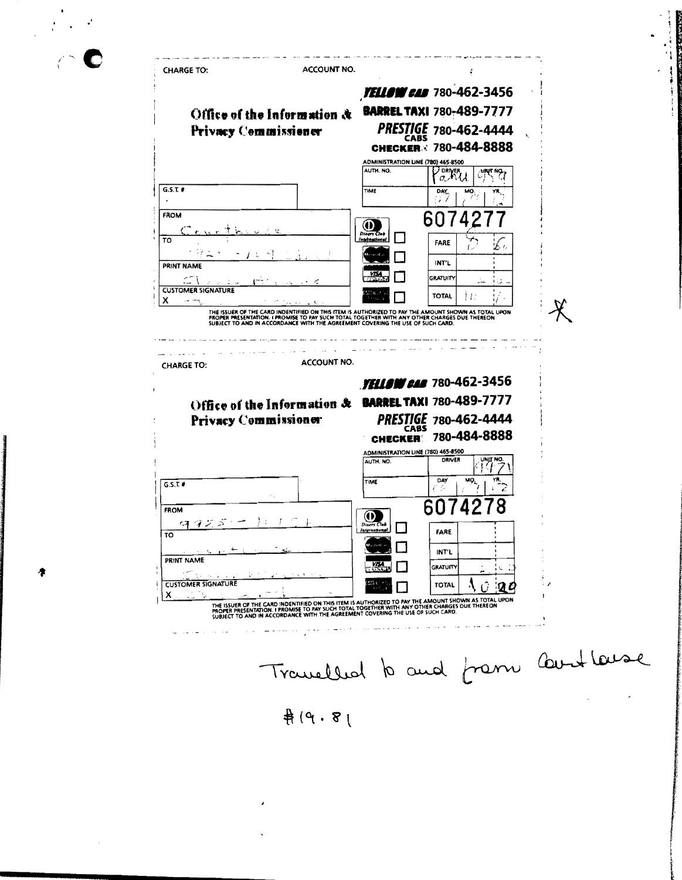**CHARGE TO:** ACCOUNT NO.

**Office of the Information & Privacy Commissioner**

**YELLOW CAB** 780-462-3456
**BARREL TAXI** 780-489-7777
**PRESTIGE CABS** 780-462-4444
**CHECKER** 780-484-8888

ADMINISTRATION LINE (780) 465-8500

| AUTH. NO. | DRIVER | UNIT NO. |
|---|---|---|
| | Pahu | 959 |

| TIME | DAY | MO. | YR. |
|---|---|---|---|
| | 27 | | |

G.S.T. #

**6074277**

FROM: Courthouse

TO:

PRINT NAME:

CUSTOMER SIGNATURE: X

| | |
|---|---|
| FARE | |
| INT'L | |
| GRATUITY | |
| TOTAL | |

THE ISSUER OF THE CARD INDENTIFIED ON THIS ITEM IS AUTHORIZED TO PAY THE AMOUNT SHOWN AS TOTAL UPON PROPER PRESENTATION. I PROMISE TO PAY SUCH TOTAL TOGETHER WITH ANY OTHER CHARGES DUE THEREON SUBJECT TO AND IN ACCORDANCE WITH THE AGREEMENT COVERING THE USE OF SUCH CARD.

X

---

**CHARGE TO:** ACCOUNT NO.

**Office of the Information & Privacy Commissioner**

**YELLOW CAB** 780-462-3456
**BARREL TAXI** 780-489-7777
**PRESTIGE CABS** 780-462-4444
**CHECKER** 780-484-8888

ADMINISTRATION LINE (780) 465-8500

| AUTH. NO. | DRIVER | UNIT NO. |
|---|---|---|
| | | 1971 |

| TIME | DAY | MO. | YR. |
|---|---|---|---|
| | | | |

G.S.T. #

**6074278**

FROM:

TO:

PRINT NAME:

CUSTOMER SIGNATURE: X

| | |
|---|---|
| FARE | |
| INT'L | |
| GRATUITY | |
| TOTAL | 10.20 |

THE ISSUER OF THE CARD INDENTIFIED ON THIS ITEM IS AUTHORIZED TO PAY THE AMOUNT SHOWN AS TOTAL UPON PROPER PRESENTATION. I PROMISE TO PAY SUCH TOTAL TOGETHER WITH ANY OTHER CHARGES DUE THEREON SUBJECT TO AND IN ACCORDANCE WITH THE AGREEMENT COVERING THE USE OF SUCH CARD.

Travelled to and from Courthouse

$19.81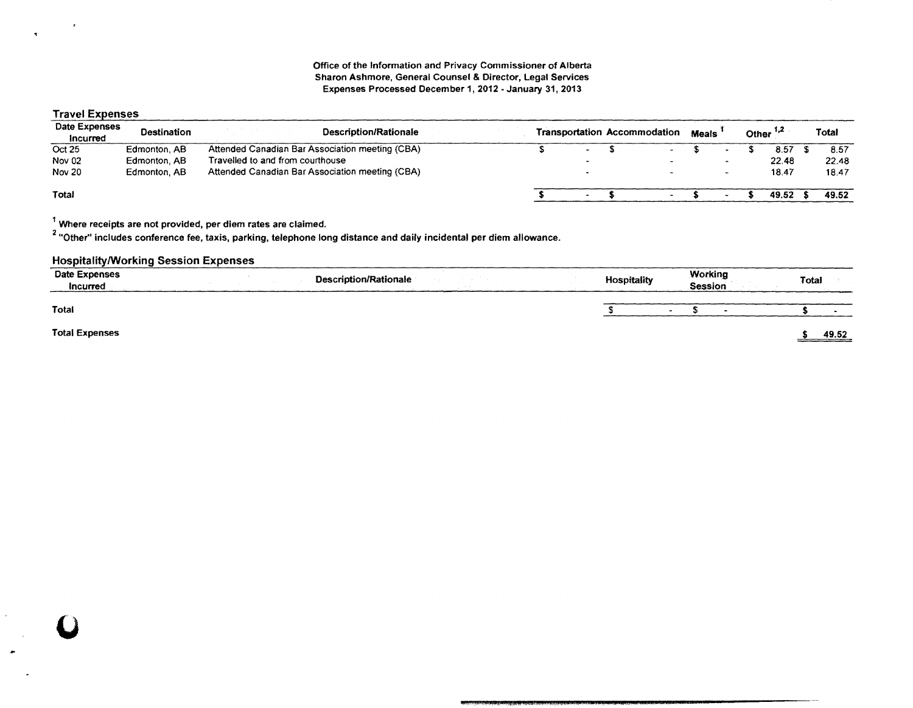Office of the Information and Privacy Commissioner of Alberta
Sharon Ashmore, General Counsel & Director, Legal Services
Expenses Processed December 1, 2012 - January 31, 2013

## Travel Expenses

| Date Expenses Incurred | Destination | Description/Rationale | Transportation | Accommodation | Meals [1] | Other [1,2] | Total |
|---|---|---|---|---|---|---|---|
| Oct 25 | Edmonton, AB | Attended Canadian Bar Association meeting (CBA) | $ - | $ - | $ - | $ 8.57 | $ 8.57 |
| Nov 02 | Edmonton, AB | Travelled to and from courthouse | - | - | - | 22.48 | 22.48 |
| Nov 20 | Edmonton, AB | Attended Canadian Bar Association meeting (CBA) | - | - | - | 18.47 | 18.47 |
| **Total** | | | **$ -** | **$ -** | **$ -** | **$ 49.52** | **$ 49.52** |

[1] Where receipts are not provided, per diem rates are claimed.

[2] "Other" includes conference fee, taxis, parking, telephone long distance and daily incidental per diem allowance.

## Hospitality/Working Session Expenses

| Date Expenses Incurred | Description/Rationale | Hospitality | Working Session | Total |
|---|---|---|---|---|
| **Total** | | $ - | $ - | $ - |

**Total Expenses** **$ 49.52**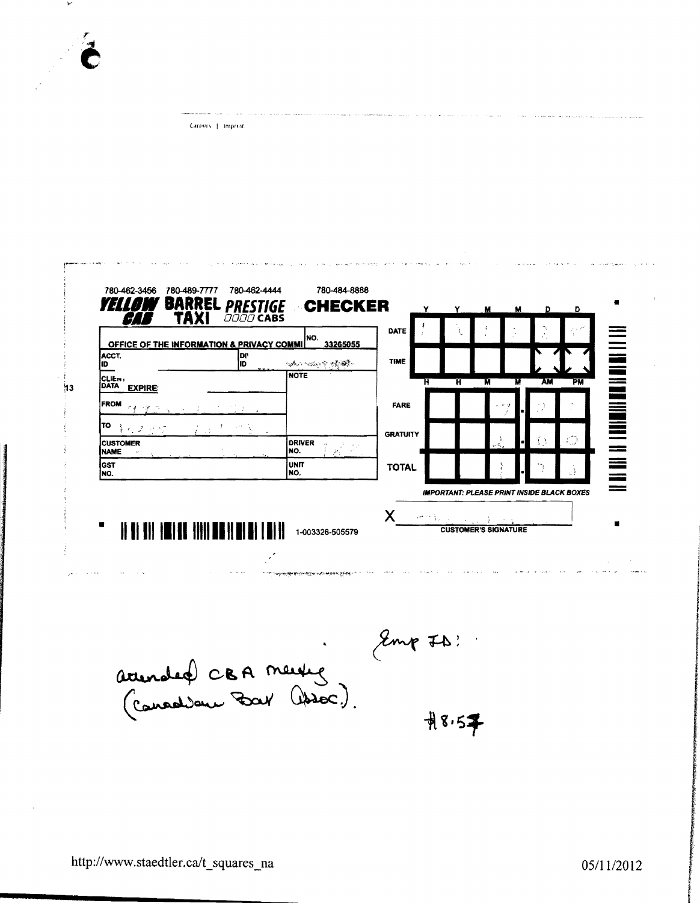Careers | Imprint

780-462-3456 780-489-7777 780-462-4444 780-484-8888

**YELLOW CAB** **BARREL TAXI** **PRESTIGE CABS** **CHECKER**

| OFFICE OF THE INFORMATION & PRIVACY COMMI | | NO. 33265055 |
|---|---|---|
| ACCT. ID | DR ID | |
| CLIENT DATA EXPIRE | | NOTE |
| FROM | | |
| TO | | |
| CUSTOMER NAME | | DRIVER NO. |
| GST NO. | | UNIT NO. |

| | Y | Y | M | M | D | D |
|---|---|---|---|---|---|---|
| DATE | | | | | | |
| TIME | | | | | | |
| | H | H | M | M | AM | PM |

| | | | | | | |
|---|---|---|---|---|---|---|
| FARE | | | | 7 | . | |
| GRATUITY | | | | 1 | . | |
| TOTAL | | | | | . | |

***IMPORTANT: PLEASE PRINT INSIDE BLACK BOXES***

X ______________________
**CUSTOMER'S SIGNATURE**

1-003326-505579

Emp ID:

attended CBA meeting (Canadian Bar Assoc.).

#8.57

http://www.staedtler.ca/t_squares_na 05/11/2012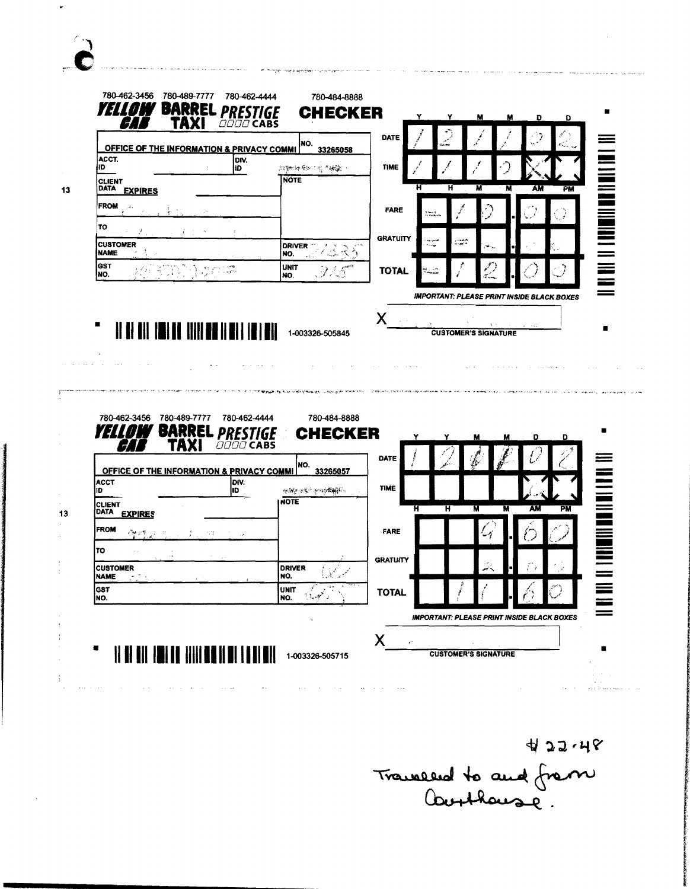780-462-3456 780-489-7777 780-462-4444 780-484-8888

**YELLOW CAB** **BARREL TAXI** **PRESTIGE CABS** **CHECKER**

| OFFICE OF THE INFORMATION & PRIVACY COMMI | NO. 33265058 |
|---|---|
| ACCT. ID | DIV. ID |
| CLIENT DATA EXPIRES | NOTE |
| FROM | |
| TO | |
| CUSTOMER NAME | DRIVER NO. 1335 |
| GST NO. | UNIT NO. 315 |

| | Y | Y | M | M | D | D |
|---|---|---|---|---|---|---|
| DATE | 1 | 2 | 1 | 1 | 0 | 2 |
| TIME | 1 | 1 | 1 | 0 | X | |
| | H | H | M | M | AM | PM |
| FARE | | 1 | 0 | . | 0 | 0 |
| GRATUITY | | | | . | | |
| TOTAL | | 1 | 2 | . | 0 | 0 |

***IMPORTANT: PLEASE PRINT INSIDE BLACK BOXES***

X ______________________
CUSTOMER'S SIGNATURE

1-003326-505845

---

780-462-3456 780-489-7777 780-462-4444 780-484-8888

**YELLOW CAB** **BARREL TAXI** **PRESTIGE CABS** **CHECKER**

| OFFICE OF THE INFORMATION & PRIVACY COMMI | NO. 33265057 |
|---|---|
| ACCT ID | DIV. ID |
| CLIENT DATA EXPIRES | NOTE |
| FROM | |
| TO | |
| CUSTOMER NAME | DRIVER NO. |
| GST NO. | UNIT NO. |

| | Y | Y | M | M | D | D |
|---|---|---|---|---|---|---|
| DATE | 1 | 2 | | | 0 | 2 |
| TIME | | | | | | |
| | H | H | M | M | AM | PM |
| FARE | | | 9 | . | 6 | 0 |
| GRATUITY | | | 2 | . | 0 | 0 |
| TOTAL | | 1 | 1 | . | 6 | 0 |

***IMPORTANT: PLEASE PRINT INSIDE BLACK BOXES***

X ______________________
CUSTOMER'S SIGNATURE

1-003326-505715

$22.48
Travelled to and from Courthouse.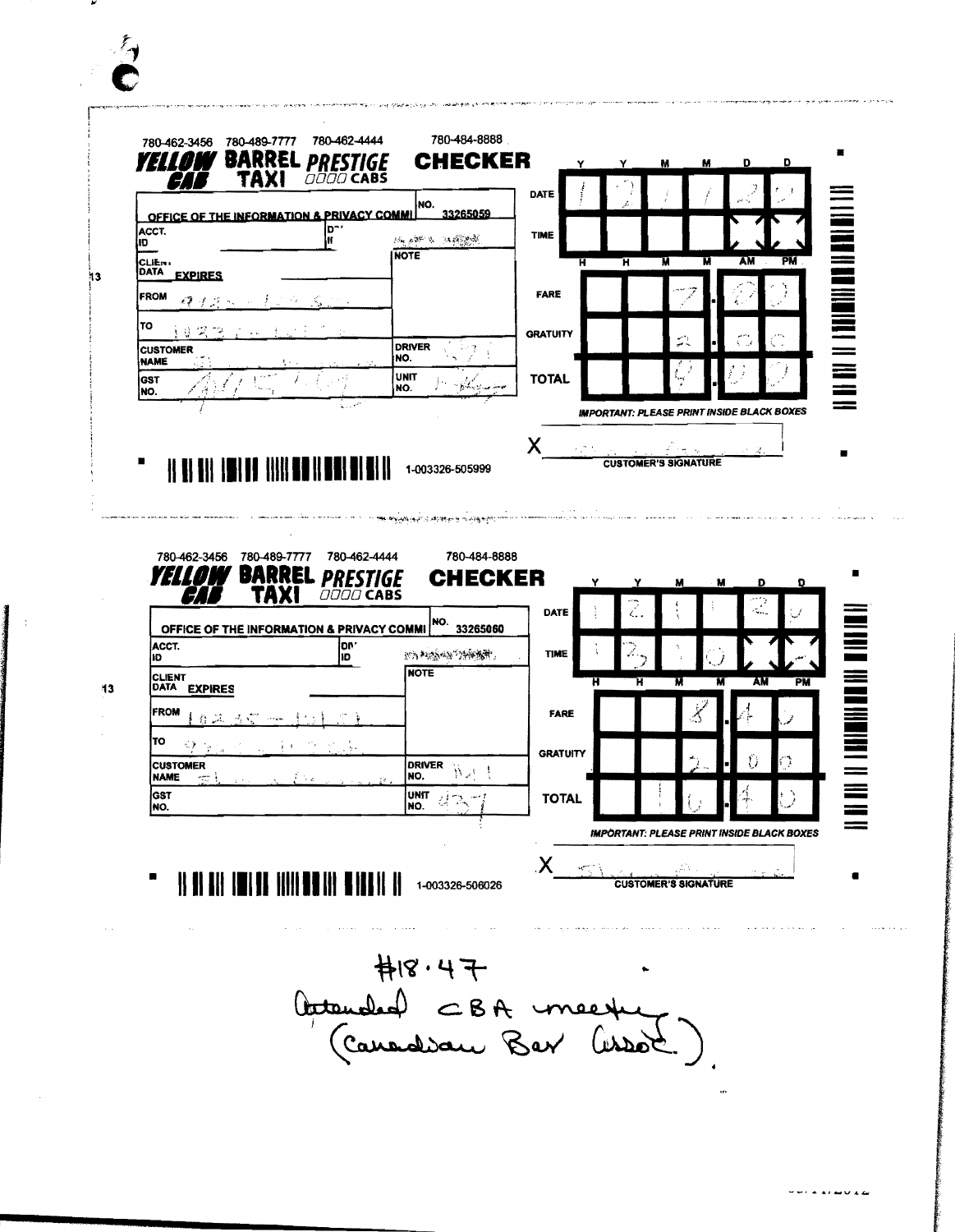780-462-3456 780-489-7777 780-462-4444 780-484-8888

**YELLOW CAB** **BARREL TAXI** **PRESTIGE CABS** **CHECKER**

| | |
|---|---|
| OFFICE OF THE INFORMATION & PRIVACY COMMI | NO. 33265059 |
| ACCT. ID | |
| CLIENT DATA EXPIRES | NOTE |
| FROM | |
| TO | |
| CUSTOMER NAME | DRIVER NO. |
| GST NO. | UNIT NO. |

| | Y | Y | M | M | D | D |
|---|---|---|---|---|---|---|
| DATE | 1 | 2 | 1 | 1 | 2 | 0 |

| | H | H | M | M | AM | PM |
|---|---|---|---|---|---|---|
| TIME | | | | | | |

| | | | | | | |
|---|---|---|---|---|---|---|
| FARE | | | 7 | . | 2 | 0 |
| GRATUITY | | | 2 | . | 0 | 0 |
| TOTAL | | | 9 | . | 2 | 0 |

*IMPORTANT: PLEASE PRINT INSIDE BLACK BOXES*

X ____________________
CUSTOMER'S SIGNATURE

1-003326-505999

---

780-462-3456 780-489-7777 780-462-4444 780-484-8888

**YELLOW CAB** **BARREL TAXI** **PRESTIGE CABS** **CHECKER**

| | |
|---|---|
| OFFICE OF THE INFORMATION & PRIVACY COMMI | NO. 33265060 |
| ACCT. ID | |
| CLIENT DATA EXPIRES | NOTE |
| FROM | |
| TO | |
| CUSTOMER NAME | DRIVER NO. |
| GST NO. | UNIT NO. 437 |

| | Y | Y | M | M | D | D |
|---|---|---|---|---|---|---|
| DATE | 1 | 2 | 1 | 1 | 2 | 0 |

| | H | H | M | M | AM | PM |
|---|---|---|---|---|---|---|
| TIME | 1 | 3 | 1 | 0 | | |

| | | | | | | |
|---|---|---|---|---|---|---|
| FARE | | | 8 | . | 4 | 0 |
| GRATUITY | | | 2 | . | 0 | 0 |
| TOTAL | | 1 | 0 | . | 4 | 0 |

*IMPORTANT: PLEASE PRINT INSIDE BLACK BOXES*

X ____________________
CUSTOMER'S SIGNATURE

1-003326-506026

#18.47
Attended CBA meeting
(Canadian Bar Assoc.)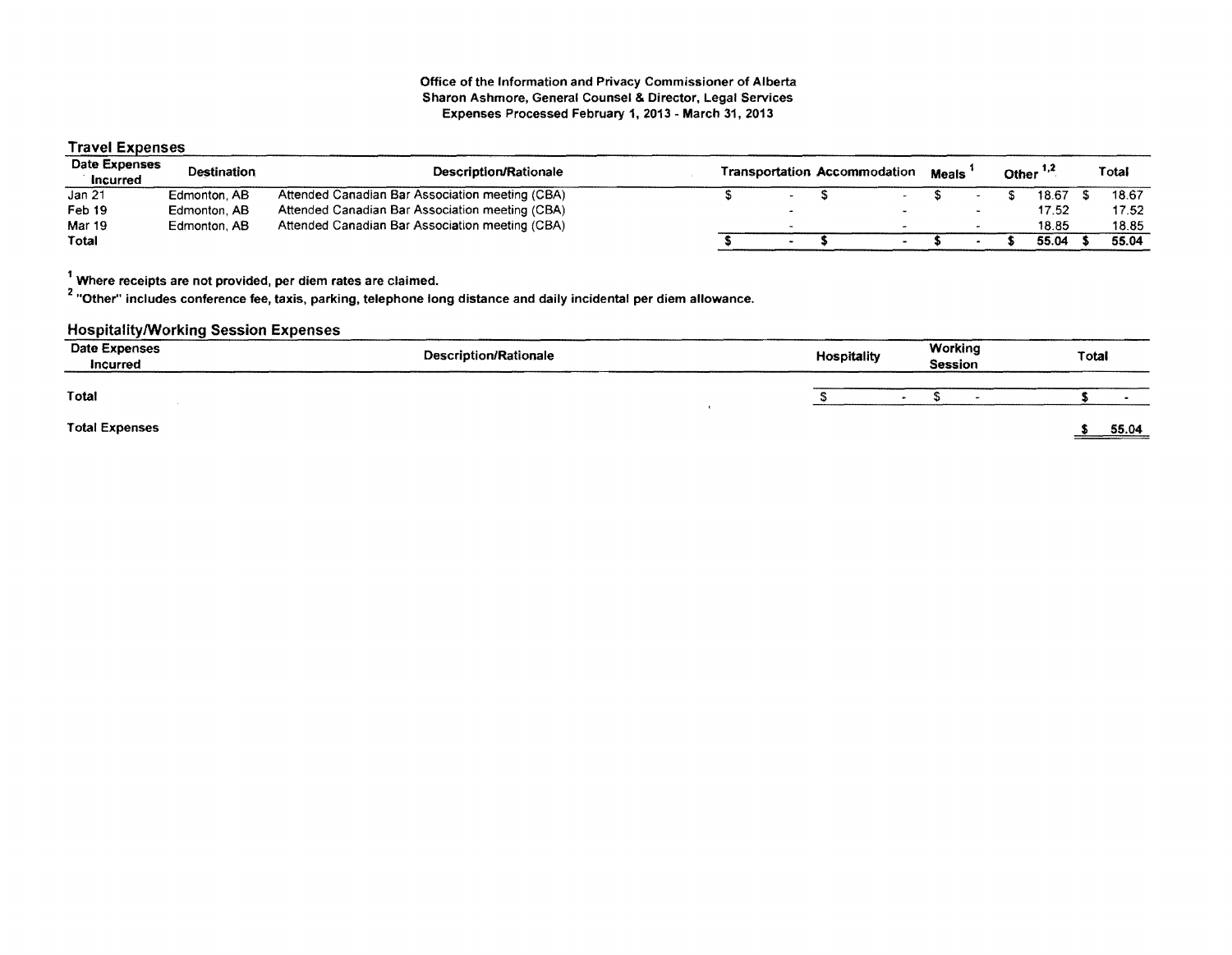**Office of the Information and Privacy Commissioner of Alberta**
**Sharon Ashmore, General Counsel & Director, Legal Services**
**Expenses Processed February 1, 2013 - March 31, 2013**

## Travel Expenses

| Date Expenses Incurred | Destination | Description/Rationale | Transportation | Accommodation | Meals [1] | Other [1,2] | Total |
|---|---|---|---|---|---|---|---|
| Jan 21 | Edmonton, AB | Attended Canadian Bar Association meeting (CBA) | $ - | $ - | $ - | $ 18.67 | $ 18.67 |
| Feb 19 | Edmonton, AB | Attended Canadian Bar Association meeting (CBA) | - | - | - | 17.52 | 17.52 |
| Mar 19 | Edmonton, AB | Attended Canadian Bar Association meeting (CBA) | - | - | - | 18.85 | 18.85 |
| **Total** | | | **$ -** | **$ -** | **$ -** | **$ 55.04** | **$ 55.04** |

[1] **Where receipts are not provided, per diem rates are claimed.**

[2] **"Other" includes conference fee, taxis, parking, telephone long distance and daily incidental per diem allowance.**

## Hospitality/Working Session Expenses

| Date Expenses Incurred | Description/Rationale | Hospitality | Working Session | Total |
|---|---|---|---|---|
| **Total** | | $ - | $ - | **$ -** |

| | |
|---|---|
| **Total Expenses** | **$ 55.04** |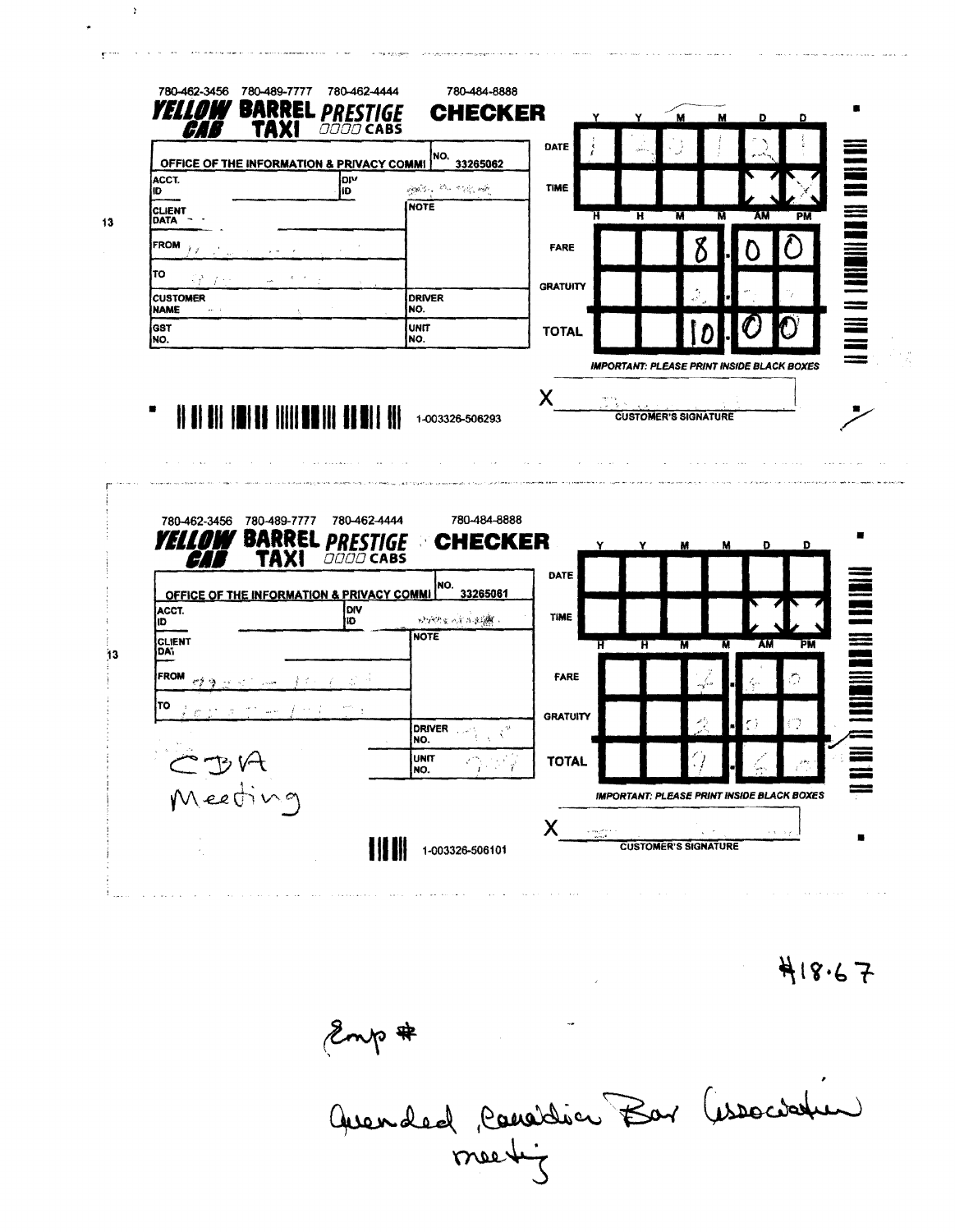780-462-3456 780-489-7777 780-462-4444 780-484-8888

**YELLOW CAB** **BARREL TAXI** **PRESTIGE CABS** **CHECKER**

| | |
|---|---|
| OFFICE OF THE INFORMATION & PRIVACY COMMI | NO. 33265062 |
| ACCT. ID | DIV ID |
| CLIENT DATA | NOTE |
| FROM | |
| TO | |
| CUSTOMER NAME | DRIVER NO. |
| GST NO. | UNIT NO. |

| | Y | Y | M | M | D | D |
|---|---|---|---|---|---|---|
| DATE | | | | | | |
| TIME | | | | | AM | PM |

| | | | | | |
|---|---|---|---|---|---|
| FARE | | | 8 | . 0 | 0 |
| GRATUITY | | | | . | |
| TOTAL | | | 10 | . 0 | 0 |

*IMPORTANT: PLEASE PRINT INSIDE BLACK BOXES*

X ______________________ CUSTOMER'S SIGNATURE

1-003326-506293

---

780-462-3456 780-489-7777 780-462-4444 780-484-8888

**YELLOW CAB** **BARREL TAXI** **PRESTIGE CABS** **CHECKER**

| | |
|---|---|
| OFFICE OF THE INFORMATION & PRIVACY COMMI | NO. 33265061 |
| ACCT. ID | DIV ID |
| CLIENT DATA | NOTE |
| FROM | |
| TO | |
| | DRIVER NO. |
| | UNIT NO. |

CBA Meeting

| | Y | Y | M | M | D | D |
|---|---|---|---|---|---|---|
| DATE | | | | | | |
| TIME | | | | | AM | PM |

| | | | | | |
|---|---|---|---|---|---|
| FARE | | | | . | |
| GRATUITY | | | | . | |
| TOTAL | | | | . | |

*IMPORTANT: PLEASE PRINT INSIDE BLACK BOXES*

X ______________________ CUSTOMER'S SIGNATURE

1-003326-506101

$18.67

Emp #

Attended Canadian Bar Association meeting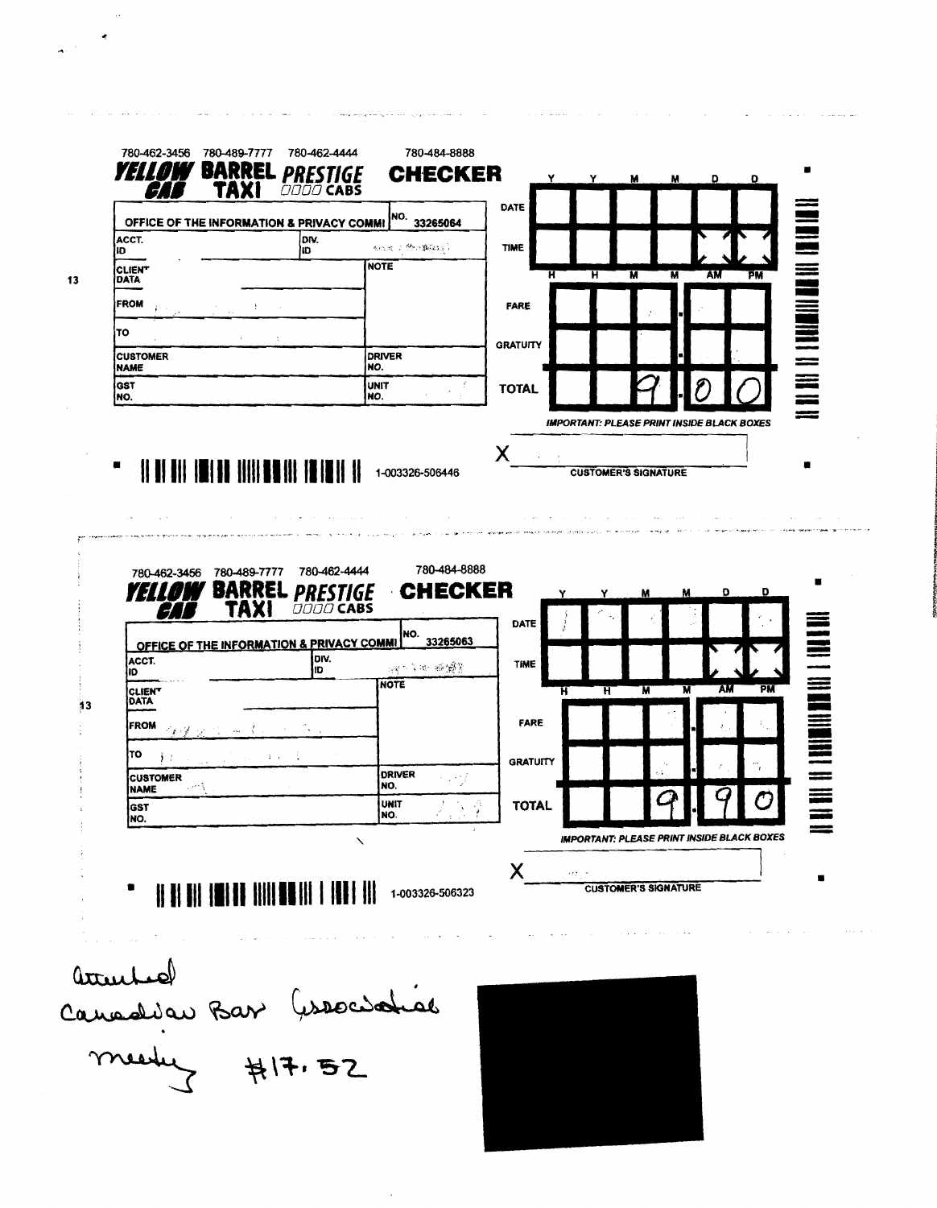780-462-3456 780-489-7777 780-462-4444 780-484-8888

**YELLOW CAB** **BARREL TAXI** **PRESTIGE CABS** **CHECKER**

| | | | |
|---|---|---|---|
| OFFICE OF THE INFORMATION & PRIVACY COMMI | | NO. | 33265064 |
| ACCT. ID | | DIV. ID | |
| CLIENT DATA | | NOTE | |
| FROM | | | |
| TO | | | |
| CUSTOMER NAME | | DRIVER NO. | |
| GST NO. | | UNIT NO. | |

DATE: Y Y M M D D

TIME: H H M M AM PM

FARE

GRATUITY

TOTAL: 9.00

*IMPORTANT: PLEASE PRINT INSIDE BLACK BOXES*

X ______________________
CUSTOMER'S SIGNATURE

1-003326-506446

---

780-462-3456 780-489-7777 780-462-4444 780-484-8888

**YELLOW CAB** **BARREL TAXI** **PRESTIGE CABS** **CHECKER**

| | | | |
|---|---|---|---|
| OFFICE OF THE INFORMATION & PRIVACY COMMI | | NO. | 33265063 |
| ACCT. ID | | DIV. ID | |
| CLIENT DATA | | NOTE | |
| FROM | | | |
| TO | | | |
| CUSTOMER NAME | | DRIVER NO. | |
| GST NO. | | UNIT NO. | |

DATE: Y Y M M D D

TIME: H H M M AM PM

FARE

GRATUITY

TOTAL: 9.90

*IMPORTANT: PLEASE PRINT INSIDE BLACK BOXES*

X ______________________
CUSTOMER'S SIGNATURE

1-003326-506323

---

attended
Canadian Bar Association
meeting #17.52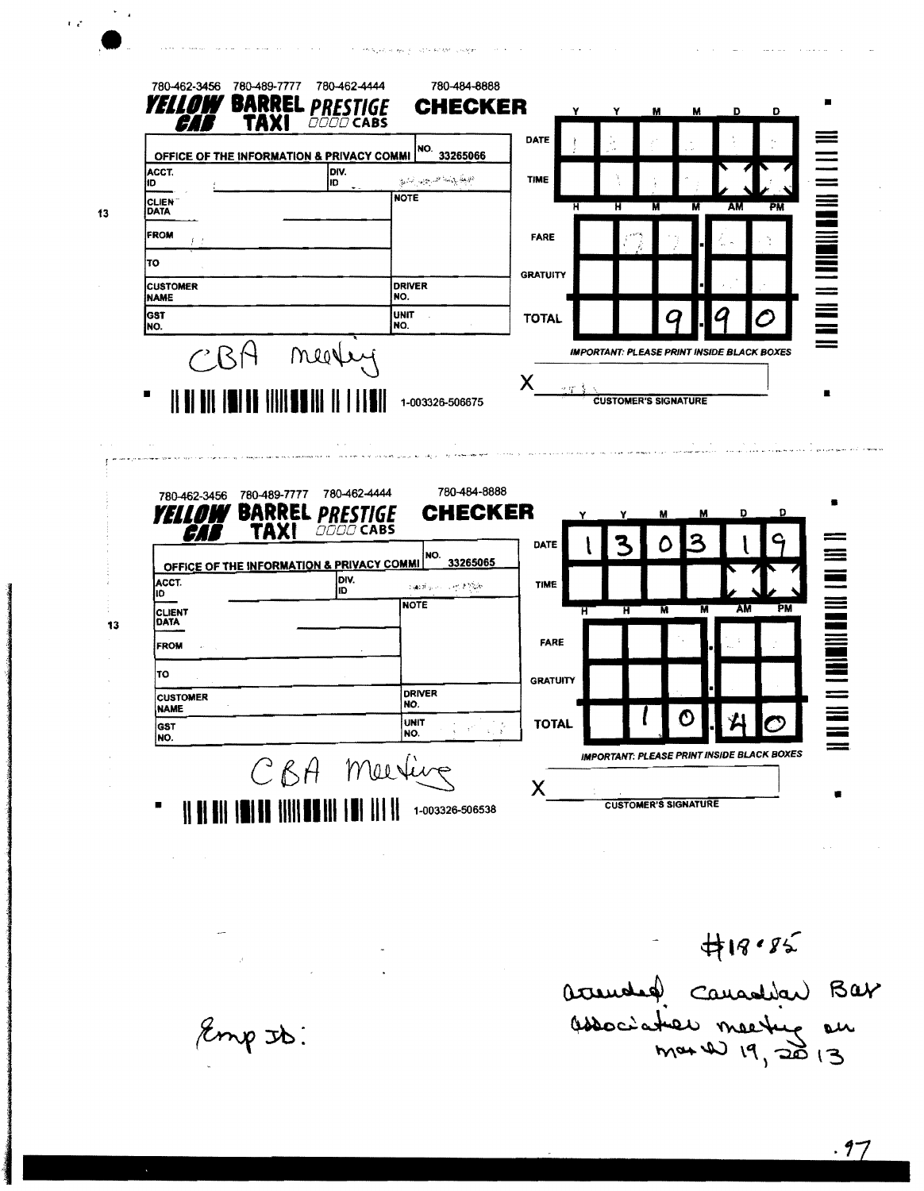780-462-3456 780-489-7777 780-462-4444 780-484-8888

**YELLOW CAB** **BARREL TAXI** **PRESTIGE CABS** **CHECKER**

| | |
|---|---|
| OFFICE OF THE INFORMATION & PRIVACY COMMI | NO. 33265066 |
| ACCT. ID | DIV. ID |
| CLIENT DATA | NOTE |
| FROM | |
| TO | |
| CUSTOMER NAME | DRIVER NO. |
| GST NO. | UNIT NO. |

| | Y | Y | M | M | D | D |
|---|---|---|---|---|---|---|
| DATE | | | | | | |

| | H | H | M | M | AM | PM |
|---|---|---|---|---|---|---|
| TIME | | | | | | |

| | | | | | |
|---|---|---|---|---|---|
| FARE | | | | . | | |
| GRATUITY | | | | . | | |
| TOTAL | | | 9 | . | 9 | 0 |

IMPORTANT: PLEASE PRINT INSIDE BLACK BOXES

CBA meeting

X ________ CUSTOMER'S SIGNATURE

1-003326-506675

---

780-462-3456 780-489-7777 780-462-4444 780-484-8888

**YELLOW CAB** **BARREL TAXI** **PRESTIGE CABS** **CHECKER**

| | |
|---|---|
| OFFICE OF THE INFORMATION & PRIVACY COMMI | NO. 33265065 |
| ACCT. ID | DIV. ID |
| CLIENT DATA | NOTE |
| FROM | |
| TO | |
| CUSTOMER NAME | DRIVER NO. |
| GST NO. | UNIT NO. |

| | Y | Y | M | M | D | D |
|---|---|---|---|---|---|---|
| DATE | 1 | 3 | 0 | 3 | 1 | 9 |

| | H | H | M | M | AM | PM |
|---|---|---|---|---|---|---|
| TIME | | | | | | |

| | | | | | | |
|---|---|---|---|---|---|---|
| FARE | | | | . | | |
| GRATUITY | | | | . | | |
| TOTAL | | 1 | 0 | . | 4 | 0 |

IMPORTANT: PLEASE PRINT INSIDE BLACK BOXES

CBA Meeting

X ________ CUSTOMER'S SIGNATURE

1-003326-506538

---

#18.85

attended Canadian Bar Association meeting on March 19, 2013

Emp ID: